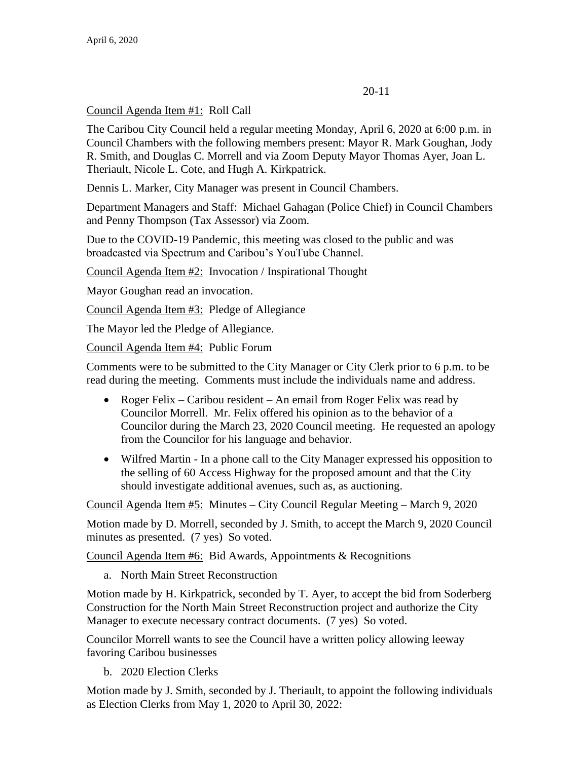20-11

Council Agenda Item #1: Roll Call

The Caribou City Council held a regular meeting Monday, April 6, 2020 at 6:00 p.m. in Council Chambers with the following members present: Mayor R. Mark Goughan, Jody R. Smith, and Douglas C. Morrell and via Zoom Deputy Mayor Thomas Ayer, Joan L. Theriault, Nicole L. Cote, and Hugh A. Kirkpatrick.

Dennis L. Marker, City Manager was present in Council Chambers.

Department Managers and Staff: Michael Gahagan (Police Chief) in Council Chambers and Penny Thompson (Tax Assessor) via Zoom.

Due to the COVID-19 Pandemic, this meeting was closed to the public and was broadcasted via Spectrum and Caribou's YouTube Channel.

Council Agenda Item #2: Invocation / Inspirational Thought

Mayor Goughan read an invocation.

Council Agenda Item #3: Pledge of Allegiance

The Mayor led the Pledge of Allegiance.

Council Agenda Item #4: Public Forum

Comments were to be submitted to the City Manager or City Clerk prior to 6 p.m. to be read during the meeting. Comments must include the individuals name and address.

- Roger Felix – Caribou resident – An email from Roger Felix was read by Councilor Morrell. Mr. Felix offered his opinion as to the behavior of a Councilor during the March 23, 2020 Council meeting. He requested an apology from the Councilor for his language and behavior.
- Wilfred Martin - In a phone call to the City Manager expressed his opposition to the selling of 60 Access Highway for the proposed amount and that the City should investigate additional avenues, such as, as auctioning.

Council Agenda Item #5: Minutes – City Council Regular Meeting – March 9, 2020

Motion made by D. Morrell, seconded by J. Smith, to accept the March 9, 2020 Council minutes as presented. (7 yes) So voted.

Council Agenda Item #6: Bid Awards, Appointments & Recognitions

a. North Main Street Reconstruction

Motion made by H. Kirkpatrick, seconded by T. Ayer, to accept the bid from Soderberg Construction for the North Main Street Reconstruction project and authorize the City Manager to execute necessary contract documents. (7 yes) So voted.

Councilor Morrell wants to see the Council have a written policy allowing leeway favoring Caribou businesses

b. 2020 Election Clerks

Motion made by J. Smith, seconded by J. Theriault, to appoint the following individuals as Election Clerks from May 1, 2020 to April 30, 2022: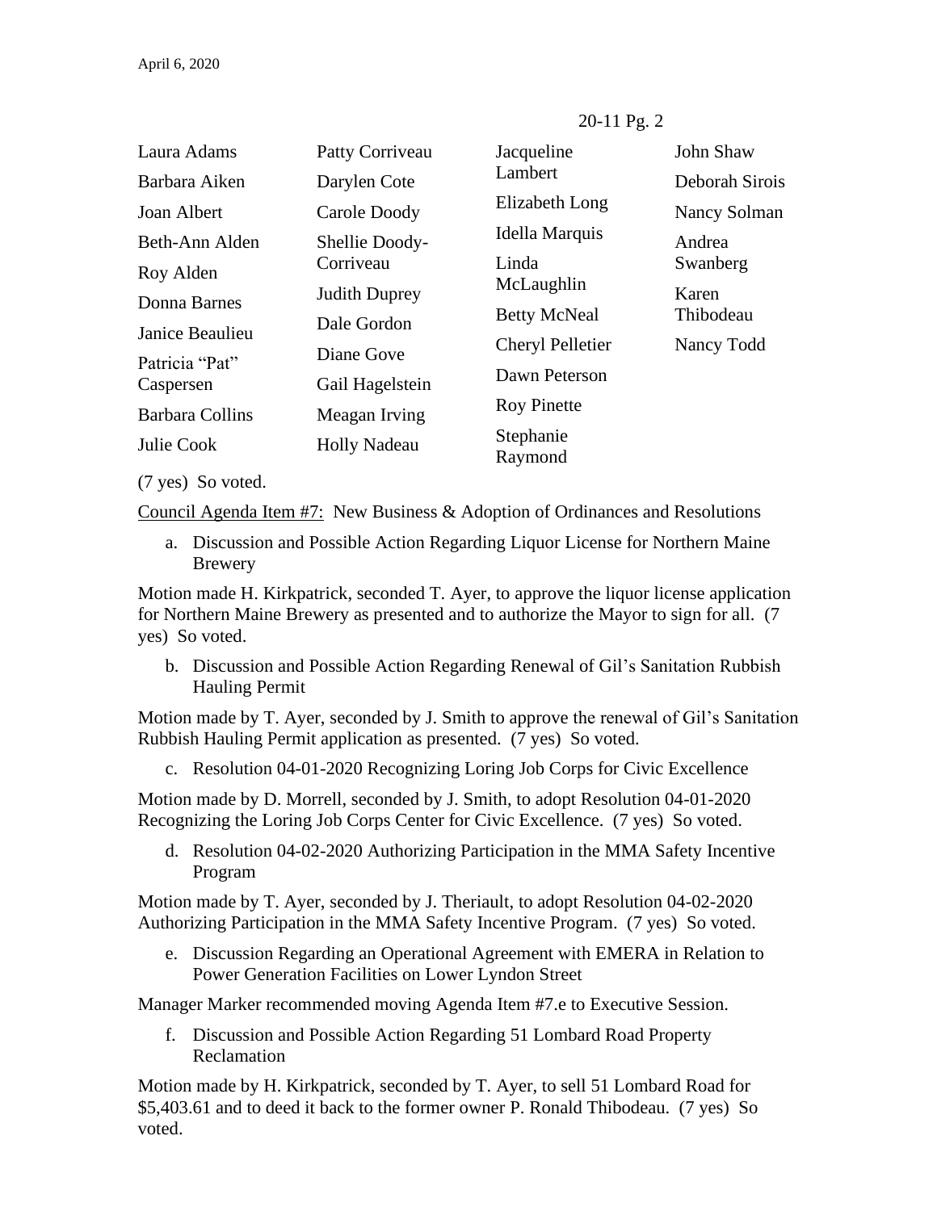| | | | |
|---|---|---|---|
| Laura Adams | Patty Corriveau | Jacqueline Lambert | John Shaw |
| Barbara Aiken | Darylen Cote | Elizabeth Long | Deborah Sirois |
| Joan Albert | Carole Doody | Idella Marquis | Nancy Solman |
| Beth-Ann Alden | Shellie Doody-Corriveau | Linda McLaughlin | Andrea Swanberg |
| Roy Alden | Judith Duprey | Betty McNeal | Karen Thibodeau |
| Donna Barnes | Dale Gordon | Cheryl Pelletier | Nancy Todd |
| Janice Beaulieu | Diane Gove | Dawn Peterson | |
| Patricia "Pat" Caspersen | Gail Hagelstein | Roy Pinette | |
| Barbara Collins | Meagan Irving | Stephanie Raymond | |
| Julie Cook | Holly Nadeau | | |

(7 yes) So voted.

Council Agenda Item #7: New Business & Adoption of Ordinances and Resolutions

a. Discussion and Possible Action Regarding Liquor License for Northern Maine Brewery

Motion made H. Kirkpatrick, seconded T. Ayer, to approve the liquor license application for Northern Maine Brewery as presented and to authorize the Mayor to sign for all. (7 yes) So voted.

b. Discussion and Possible Action Regarding Renewal of Gil's Sanitation Rubbish Hauling Permit

Motion made by T. Ayer, seconded by J. Smith to approve the renewal of Gil's Sanitation Rubbish Hauling Permit application as presented. (7 yes) So voted.

c. Resolution 04-01-2020 Recognizing Loring Job Corps for Civic Excellence

Motion made by D. Morrell, seconded by J. Smith, to adopt Resolution 04-01-2020 Recognizing the Loring Job Corps Center for Civic Excellence. (7 yes) So voted.

d. Resolution 04-02-2020 Authorizing Participation in the MMA Safety Incentive Program

Motion made by T. Ayer, seconded by J. Theriault, to adopt Resolution 04-02-2020 Authorizing Participation in the MMA Safety Incentive Program. (7 yes) So voted.

e. Discussion Regarding an Operational Agreement with EMERA in Relation to Power Generation Facilities on Lower Lyndon Street

Manager Marker recommended moving Agenda Item #7.e to Executive Session.

f. Discussion and Possible Action Regarding 51 Lombard Road Property Reclamation

Motion made by H. Kirkpatrick, seconded by T. Ayer, to sell 51 Lombard Road for $5,403.61 and to deed it back to the former owner P. Ronald Thibodeau. (7 yes) So voted.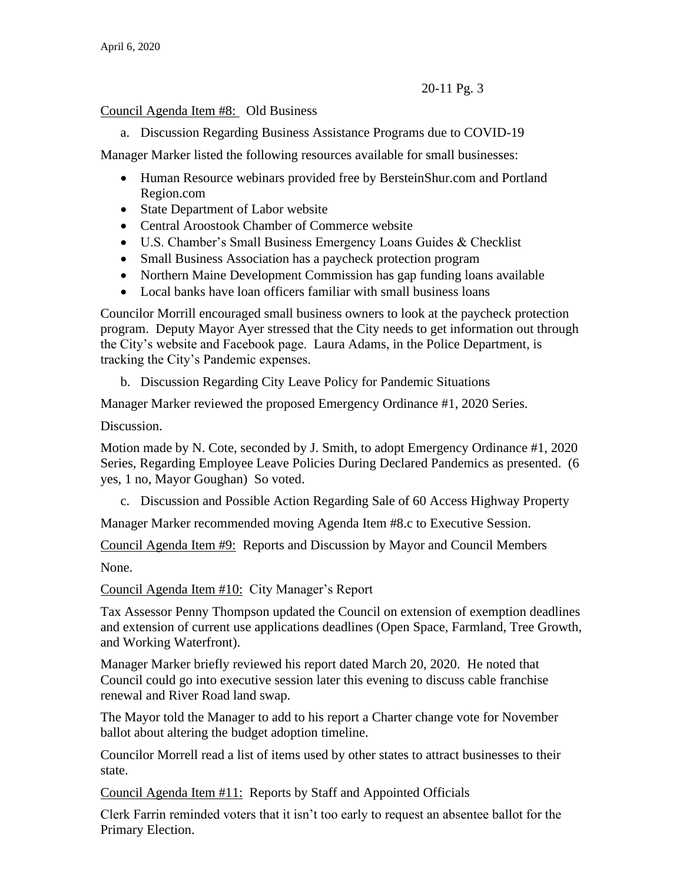Council Agenda Item #8: Old Business

a. Discussion Regarding Business Assistance Programs due to COVID-19

Manager Marker listed the following resources available for small businesses:

- Human Resource webinars provided free by BersteinShur.com and Portland Region.com
- State Department of Labor website
- Central Aroostook Chamber of Commerce website
- U.S. Chamber's Small Business Emergency Loans Guides & Checklist
- Small Business Association has a paycheck protection program
- Northern Maine Development Commission has gap funding loans available
- Local banks have loan officers familiar with small business loans

Councilor Morrill encouraged small business owners to look at the paycheck protection program. Deputy Mayor Ayer stressed that the City needs to get information out through the City's website and Facebook page. Laura Adams, in the Police Department, is tracking the City's Pandemic expenses.

b. Discussion Regarding City Leave Policy for Pandemic Situations

Manager Marker reviewed the proposed Emergency Ordinance #1, 2020 Series.

Discussion.

Motion made by N. Cote, seconded by J. Smith, to adopt Emergency Ordinance #1, 2020 Series, Regarding Employee Leave Policies During Declared Pandemics as presented. (6 yes, 1 no, Mayor Goughan) So voted.

c. Discussion and Possible Action Regarding Sale of 60 Access Highway Property

Manager Marker recommended moving Agenda Item #8.c to Executive Session.

Council Agenda Item #9: Reports and Discussion by Mayor and Council Members

None.

Council Agenda Item #10: City Manager's Report

Tax Assessor Penny Thompson updated the Council on extension of exemption deadlines and extension of current use applications deadlines (Open Space, Farmland, Tree Growth, and Working Waterfront).

Manager Marker briefly reviewed his report dated March 20, 2020. He noted that Council could go into executive session later this evening to discuss cable franchise renewal and River Road land swap.

The Mayor told the Manager to add to his report a Charter change vote for November ballot about altering the budget adoption timeline.

Councilor Morrell read a list of items used by other states to attract businesses to their state.

Council Agenda Item #11: Reports by Staff and Appointed Officials

Clerk Farrin reminded voters that it isn't too early to request an absentee ballot for the Primary Election.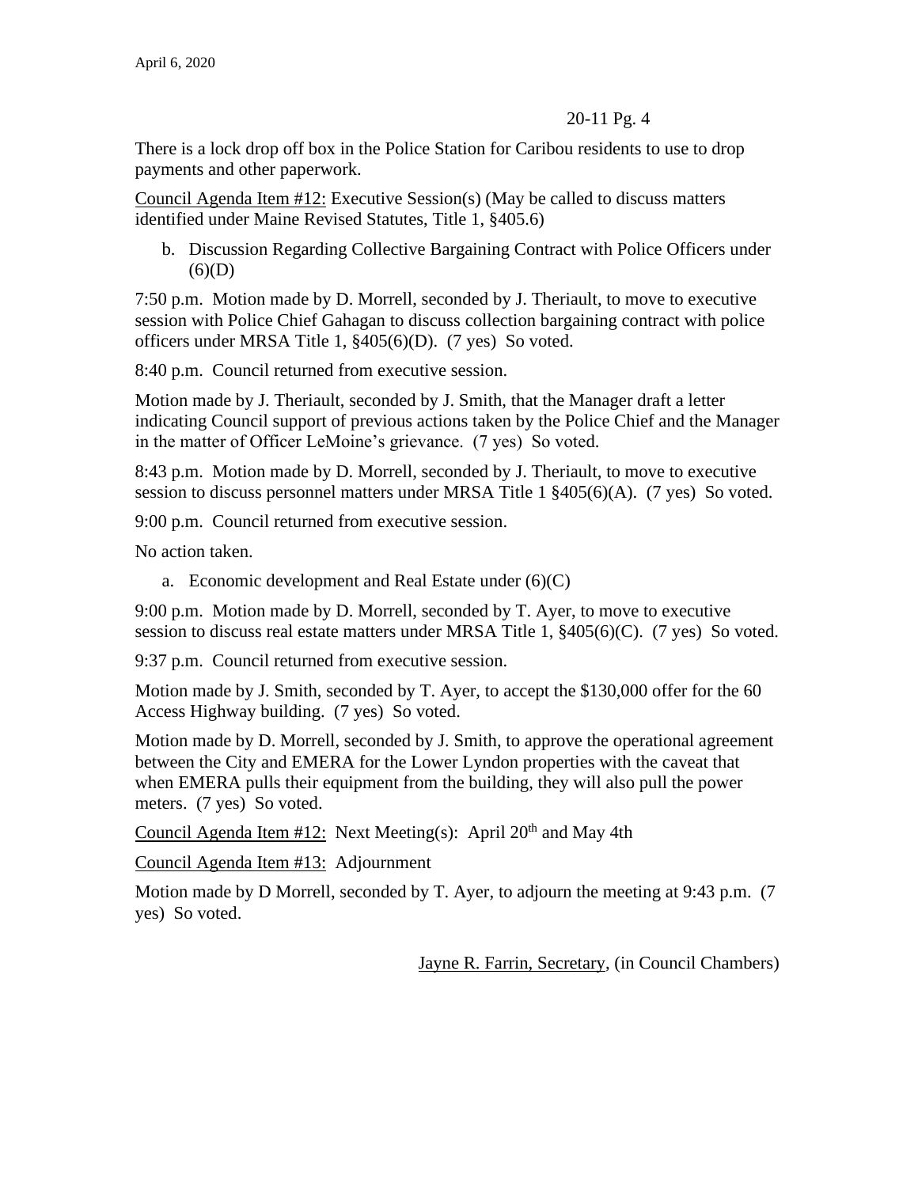There is a lock drop off box in the Police Station for Caribou residents to use to drop payments and other paperwork.

Council Agenda Item #12: Executive Session(s) (May be called to discuss matters identified under Maine Revised Statutes, Title 1, §405.6)

b. Discussion Regarding Collective Bargaining Contract with Police Officers under (6)(D)

7:50 p.m. Motion made by D. Morrell, seconded by J. Theriault, to move to executive session with Police Chief Gahagan to discuss collection bargaining contract with police officers under MRSA Title 1, §405(6)(D). (7 yes) So voted.

8:40 p.m. Council returned from executive session.

Motion made by J. Theriault, seconded by J. Smith, that the Manager draft a letter indicating Council support of previous actions taken by the Police Chief and the Manager in the matter of Officer LeMoine's grievance. (7 yes) So voted.

8:43 p.m. Motion made by D. Morrell, seconded by J. Theriault, to move to executive session to discuss personnel matters under MRSA Title 1 §405(6)(A). (7 yes) So voted.

9:00 p.m. Council returned from executive session.

No action taken.

a. Economic development and Real Estate under (6)(C)

9:00 p.m. Motion made by D. Morrell, seconded by T. Ayer, to move to executive session to discuss real estate matters under MRSA Title 1, §405(6)(C). (7 yes) So voted.

9:37 p.m. Council returned from executive session.

Motion made by J. Smith, seconded by T. Ayer, to accept the $130,000 offer for the 60 Access Highway building. (7 yes) So voted.

Motion made by D. Morrell, seconded by J. Smith, to approve the operational agreement between the City and EMERA for the Lower Lyndon properties with the caveat that when EMERA pulls their equipment from the building, they will also pull the power meters. (7 yes) So voted.

Council Agenda Item #12: Next Meeting(s): April 20th and May 4th

Council Agenda Item #13: Adjournment

Motion made by D Morrell, seconded by T. Ayer, to adjourn the meeting at 9:43 p.m. (7 yes) So voted.

Jayne R. Farrin, Secretary, (in Council Chambers)